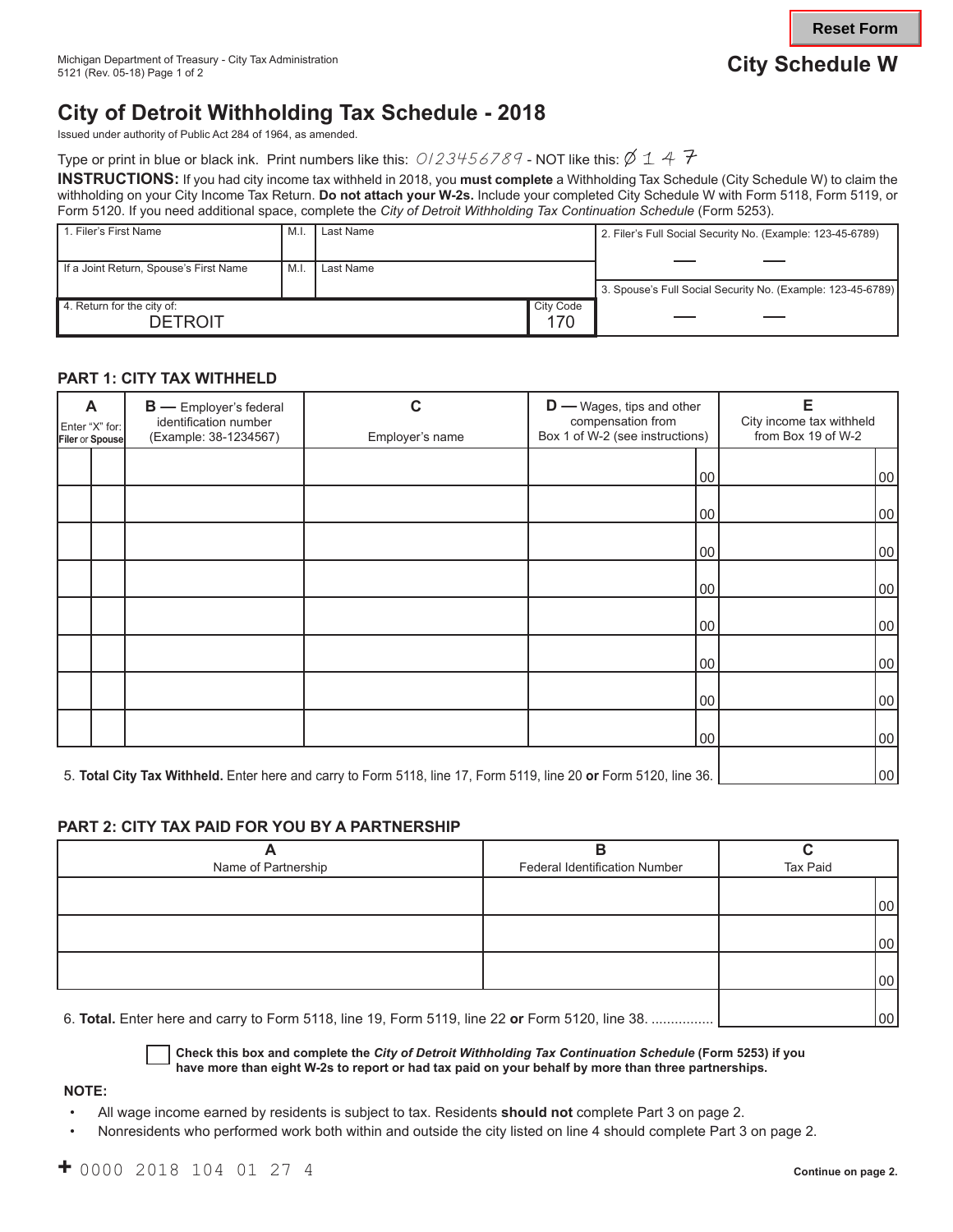Reset Form

Michigan Department of Treasury - City Tax Administration
5121 (Rev. 05-18) Page 1 of 2

**City Schedule W**

# City of Detroit Withholding Tax Schedule - 2018

Issued under authority of Public Act 284 of 1964, as amended.

Type or print in blue or black ink. Print numbers like this: 0123456789 - NOT like this: Ø 1 4 7

**INSTRUCTIONS:** If you had city income tax withheld in 2018, you **must complete** a Withholding Tax Schedule (City Schedule W) to claim the withholding on your City Income Tax Return. **Do not attach your W-2s.** Include your completed City Schedule W with Form 5118, Form 5119, or Form 5120. If you need additional space, complete the *City of Detroit Withholding Tax Continuation Schedule* (Form 5253).

| 1. Filer's First Name | M.I. | Last Name | 2. Filer's Full Social Security No. (Example: 123-45-6789) |
|---|---|---|---|
| If a Joint Return, Spouse's First Name | M.I. | Last Name | 3. Spouse's Full Social Security No. (Example: 123-45-6789) |
| 4. Return for the city of: DETROIT | | City Code 170 | |

## PART 1: CITY TAX WITHHELD

| A Enter "X" for: Filer | A Enter "X" for: Spouse | B — Employer's federal identification number (Example: 38-1234567) | C Employer's name | D — Wages, tips and other compensation from Box 1 of W-2 (see instructions) | E City income tax withheld from Box 19 of W-2 |
|---|---|---|---|---|---|
| | | | | 00 | 00 |
| | | | | 00 | 00 |
| | | | | 00 | 00 |
| | | | | 00 | 00 |
| | | | | 00 | 00 |
| | | | | 00 | 00 |
| | | | | 00 | 00 |
| | | | | 00 | 00 |

5. **Total City Tax Withheld.** Enter here and carry to Form 5118, line 17, Form 5119, line 20 **or** Form 5120, line 36. ______ 00

## PART 2: CITY TAX PAID FOR YOU BY A PARTNERSHIP

| A Name of Partnership | B Federal Identification Number | C Tax Paid |
|---|---|---|
| | | 00 |
| | | 00 |
| | | 00 |

6. **Total.** Enter here and carry to Form 5118, line 19, Form 5119, line 22 **or** Form 5120, line 38. ................ ______ 00

☐ **Check this box and complete the *City of Detroit Withholding Tax Continuation Schedule* (Form 5253) if you have more than eight W-2s to report or had tax paid on your behalf by more than three partnerships.**

**NOTE:**

- All wage income earned by residents is subject to tax. Residents **should not** complete Part 3 on page 2.
- Nonresidents who performed work both within and outside the city listed on line 4 should complete Part 3 on page 2.

+ 0000 2018 104 01 27 4

**Continue on page 2.**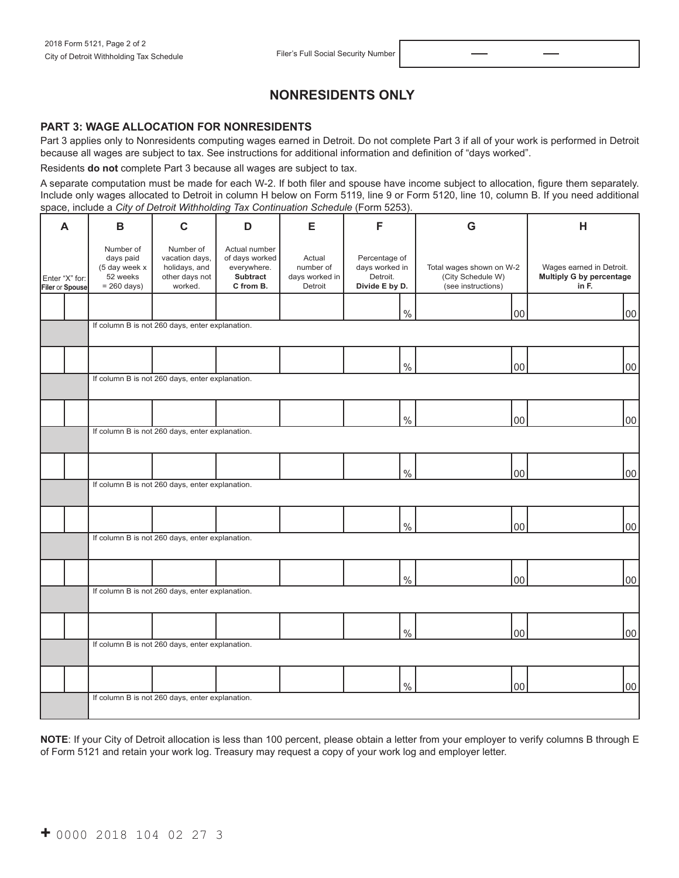Filer's Full Social Security Number

## NONRESIDENTS ONLY

### PART 3: WAGE ALLOCATION FOR NONRESIDENTS

Part 3 applies only to Nonresidents computing wages earned in Detroit. Do not complete Part 3 if all of your work is performed in Detroit because all wages are subject to tax. See instructions for additional information and definition of "days worked".

Residents **do not** complete Part 3 because all wages are subject to tax.

A separate computation must be made for each W-2. If both filer and spouse have income subject to allocation, figure them separately. Include only wages allocated to Detroit in column H below on Form 5119, line 9 or Form 5120, line 10, column B. If you need additional space, include a *City of Detroit Withholding Tax Continuation Schedule* (Form 5253).

| A | | B | C | D | E | F | G | H |
|---|---|---|---|---|---|---|---|---|
| Enter "X" for: **Filer** or **Spouse** | | Number of days paid (5 day week x 52 weeks = 260 days) | Number of vacation days, holidays, and other days not worked. | Actual number of days worked everywhere. **Subtract C from B.** | Actual number of days worked in Detroit | Percentage of days worked in Detroit. **Divide E by D.** | Total wages shown on W-2 (City Schedule W) (see instructions) | Wages earned in Detroit. **Multiply G by percentage in F.** |
| | | | | | | % | 00 | 00 |
| | | If column B is not 260 days, enter explanation. | | | | | | |
| | | | | | | % | 00 | 00 |
| | | If column B is not 260 days, enter explanation. | | | | | | |
| | | | | | | % | 00 | 00 |
| | | If column B is not 260 days, enter explanation. | | | | | | |
| | | | | | | % | 00 | 00 |
| | | If column B is not 260 days, enter explanation. | | | | | | |
| | | | | | | % | 00 | 00 |
| | | If column B is not 260 days, enter explanation. | | | | | | |
| | | | | | | % | 00 | 00 |
| | | If column B is not 260 days, enter explanation. | | | | | | |
| | | | | | | % | 00 | 00 |
| | | If column B is not 260 days, enter explanation. | | | | | | |
| | | | | | | % | 00 | 00 |
| | | If column B is not 260 days, enter explanation. | | | | | | |

**NOTE**: If your City of Detroit allocation is less than 100 percent, please obtain a letter from your employer to verify columns B through E of Form 5121 and retain your work log. Treasury may request a copy of your work log and employer letter.

+ 0000 2018 104 02 27 3